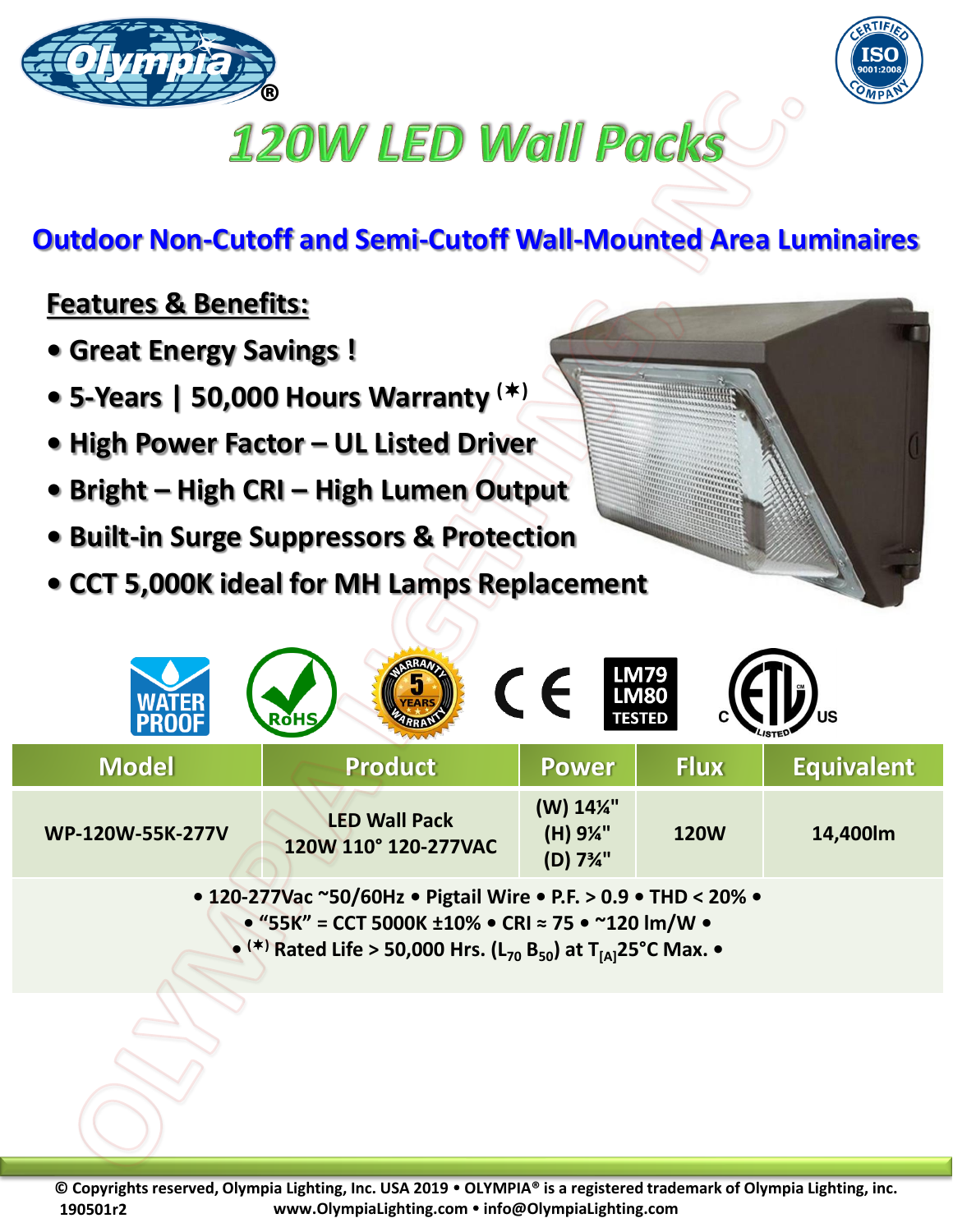# 120W LED Wall Packs

## Outdoor Non-Cutoff and Semi-Cutoff Wall-Mounted Area Luminaires

### Features & Benefits:

- **Great Energy Savings !**
- **5-Years | 50,000 Hours Warranty (*)**
- **High Power Factor – UL Listed Driver**
- **Bright – High CRI – High Lumen Output**
- **Built-in Surge Suppressors & Protection**
- **CCT 5,000K ideal for MH Lamps Replacement**

| Model | Product | Power | Flux | Equivalent |
|---|---|---|---|---|
| WP-120W-55K-277V | LED Wall Pack 120W 110° 120-277VAC | (W) 14¼" (H) 9¼" (D) 7¾" | 120W | 14,400lm |

• 120-277Vac ~50/60Hz • Pigtail Wire • P.F. > 0.9 • THD < 20% •
• "55K" = CCT 5000K ±10% • CRI ≈ 75 • ~120 lm/W •
• (*) Rated Life > 50,000 Hrs. ($L_{70}$ $B_{50}$) at $T_{[A]}$25°C Max. •

© Copyrights reserved, Olympia Lighting, Inc. USA 2019 • OLYMPIA® is a registered trademark of Olympia Lighting, inc.
190501r2 www.OlympiaLighting.com • info@OlympiaLighting.com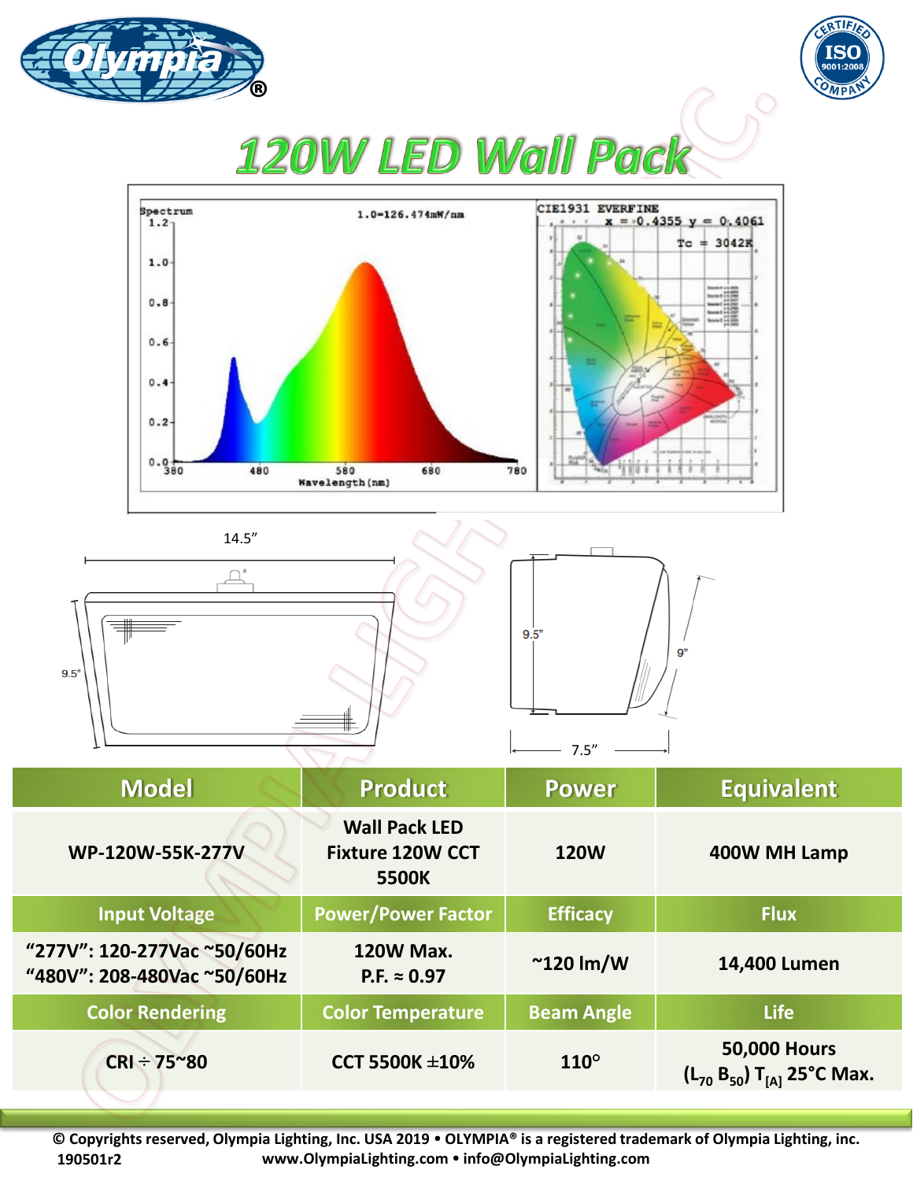# 120W LED Wall Pack

Spectrum

1.0=126.474mW/nm

1.2
1.0
0.8
0.6
0.4
0.2
0.0

380 480 580 680 780

Wavelength(nm)

CIE1931 EVERFINE

x = 0.4355 y = 0.4061

Tc = 3042K

14.5”

9.5”

9.5”

9”

7.5”

| Model | Product | Power | Equivalent |
|---|---|---|---|
| WP-120W-55K-277V | Wall Pack LED Fixture 120W CCT 5500K | 120W | 400W MH Lamp |
| **Input Voltage** | **Power/Power Factor** | **Efficacy** | **Flux** |
| “277V”: 120-277Vac ~50/60Hz<br>“480V”: 208-480Vac ~50/60Hz | 120W Max.<br>P.F. ≈ 0.97 | ~120 lm/W | 14,400 Lumen |
| **Color Rendering** | **Color Temperature** | **Beam Angle** | **Life** |
| CRI ÷ 75~80 | CCT 5500K ±10% | 110° | 50,000 Hours<br>($L_{70}$ $B_{50}$) $T_{[A]}$ 25°C Max. |

© Copyrights reserved, Olympia Lighting, Inc. USA 2019 • OLYMPIA® is a registered trademark of Olympia Lighting, inc.

190501r2 www.OlympiaLighting.com • info@OlympiaLighting.com